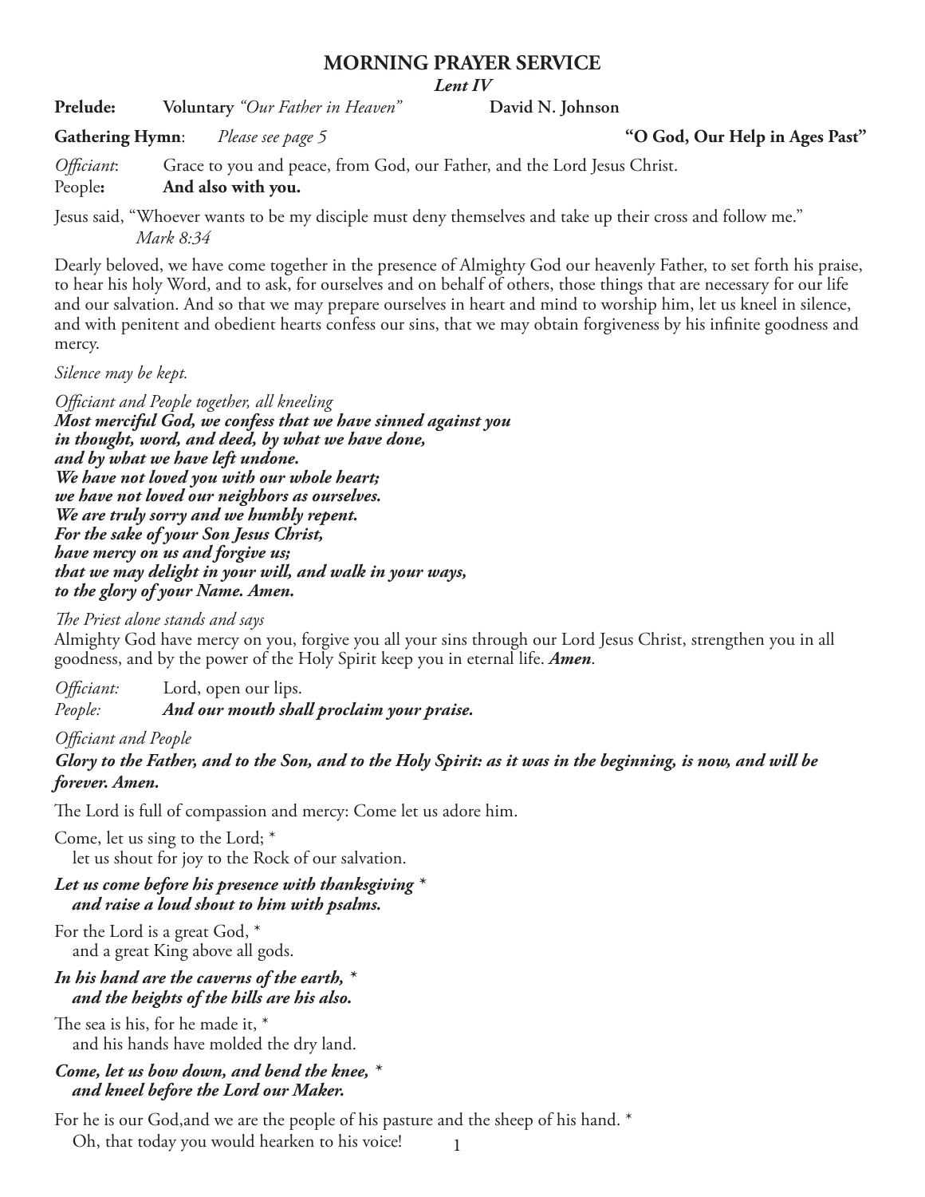# MORNING PRAYER SERVICE

***Lent IV***

**Prelude:** **Voluntary** *"Our Father in Heaven"* **David N. Johnson**

**Gathering Hymn**: *Please see page 5* **"O God, Our Help in Ages Past"**

*Officiant*: Grace to you and peace, from God, our Father, and the Lord Jesus Christ.
People**:** **And also with you.**

Jesus said, "Whoever wants to be my disciple must deny themselves and take up their cross and follow me."
*Mark 8:34*

Dearly beloved, we have come together in the presence of Almighty God our heavenly Father, to set forth his praise, to hear his holy Word, and to ask, for ourselves and on behalf of others, those things that are necessary for our life and our salvation. And so that we may prepare ourselves in heart and mind to worship him, let us kneel in silence, and with penitent and obedient hearts confess our sins, that we may obtain forgiveness by his infinite goodness and mercy.

*Silence may be kept.*

*Officiant and People together, all kneeling*
***Most merciful God, we confess that we have sinned against you***
***in thought, word, and deed, by what we have done,***
***and by what we have left undone.***
***We have not loved you with our whole heart;***
***we have not loved our neighbors as ourselves.***
***We are truly sorry and we humbly repent.***
***For the sake of your Son Jesus Christ,***
***have mercy on us and forgive us;***
***that we may delight in your will, and walk in your ways,***
***to the glory of your Name. Amen.***

*The Priest alone stands and says*
Almighty God have mercy on you, forgive you all your sins through our Lord Jesus Christ, strengthen you in all goodness, and by the power of the Holy Spirit keep you in eternal life. ***Amen***.

*Officiant:* Lord, open our lips.
*People:* ***And our mouth shall proclaim your praise.***

*Officiant and People*
***Glory to the Father, and to the Son, and to the Holy Spirit: as it was in the beginning, is now, and will be forever. Amen.***

The Lord is full of compassion and mercy: Come let us adore him.

Come, let us sing to the Lord; *
let us shout for joy to the Rock of our salvation.

***Let us come before his presence with thanksgiving *
and raise a loud shout to him with psalms.***

For the Lord is a great God, *
and a great King above all gods.

***In his hand are the caverns of the earth, *
and the heights of the hills are his also.***

The sea is his, for he made it, *
and his hands have molded the dry land.

***Come, let us bow down, and bend the knee, *
and kneel before the Lord our Maker.***

For he is our God,and we are the people of his pasture and the sheep of his hand. *
Oh, that today you would hearken to his voice!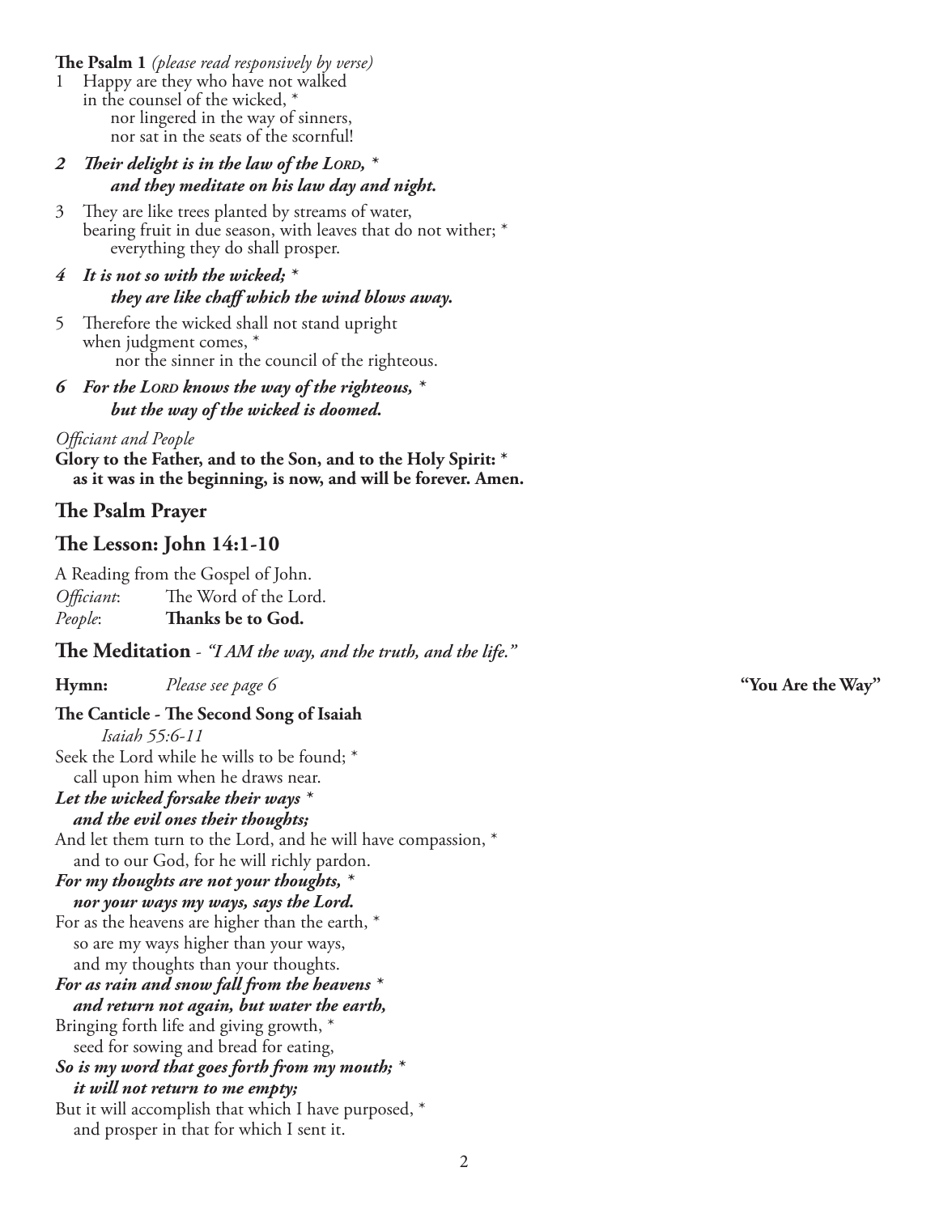**The Psalm 1** *(please read responsively by verse)*

1 Happy are they who have not walked
in the counsel of the wicked, *
nor lingered in the way of sinners,
nor sat in the seats of the scornful!

***2 Their delight is in the law of the LORD, ****
***and they meditate on his law day and night.***

3 They are like trees planted by streams of water,
bearing fruit in due season, with leaves that do not wither; *
everything they do shall prosper.

***4 It is not so with the wicked; ****
***they are like chaff which the wind blows away.***

5 Therefore the wicked shall not stand upright
when judgment comes, *
nor the sinner in the council of the righteous.

***6 For the LORD knows the way of the righteous, ****
***but the way of the wicked is doomed.***

*Officiant and People*
**Glory to the Father, and to the Son, and to the Holy Spirit: ***
**as it was in the beginning, is now, and will be forever. Amen.**

## The Psalm Prayer

## The Lesson: John 14:1-10

A Reading from the Gospel of John.
*Officiant*: The Word of the Lord.
*People*: **Thanks be to God.**

## The Meditation - *"I AM the way, and the truth, and the life."*

**Hymn:** *Please see page 6* **"You Are the Way"**

**The Canticle - The Second Song of Isaiah**
*Isaiah 55:6-11*

Seek the Lord while he wills to be found; *
call upon him when he draws near.
***Let the wicked forsake their ways ****
***and the evil ones their thoughts;***
And let them turn to the Lord, and he will have compassion, *
and to our God, for he will richly pardon.
***For my thoughts are not your thoughts, ****
***nor your ways my ways, says the Lord.***
For as the heavens are higher than the earth, *
so are my ways higher than your ways,
and my thoughts than your thoughts.
***For as rain and snow fall from the heavens ****
***and return not again, but water the earth,***
Bringing forth life and giving growth, *
seed for sowing and bread for eating,
***So is my word that goes forth from my mouth; ****
***it will not return to me empty;***
But it will accomplish that which I have purposed, *
and prosper in that for which I sent it.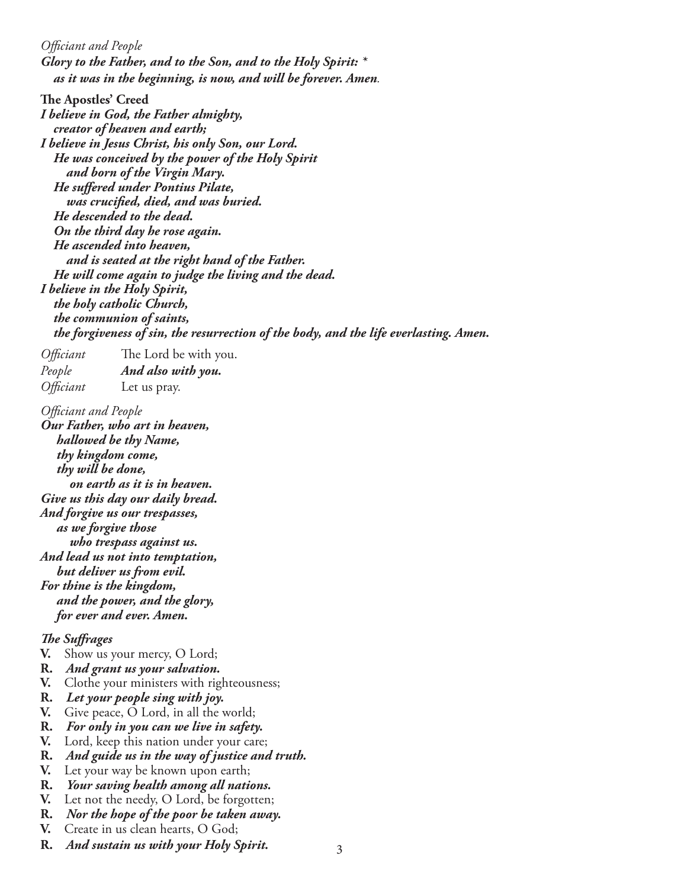*Officiant and People*

***Glory to the Father, and to the Son, and to the Holy Spirit: \****
***as it was in the beginning, is now, and will be forever. Amen.***

**The Apostles' Creed**

***I believe in God, the Father almighty,***
***creator of heaven and earth;***
***I believe in Jesus Christ, his only Son, our Lord.***
***He was conceived by the power of the Holy Spirit***
***and born of the Virgin Mary.***
***He suffered under Pontius Pilate,***
***was crucified, died, and was buried.***
***He descended to the dead.***
***On the third day he rose again.***
***He ascended into heaven,***
***and is seated at the right hand of the Father.***
***He will come again to judge the living and the dead.***
***I believe in the Holy Spirit,***
***the holy catholic Church,***
***the communion of saints,***
***the forgiveness of sin, the resurrection of the body, and the life everlasting. Amen.***

*Officiant* The Lord be with you.
*People* ***And also with you.***
*Officiant* Let us pray.

*Officiant and People*

***Our Father, who art in heaven,***
***hallowed be thy Name,***
***thy kingdom come,***
***thy will be done,***
***on earth as it is in heaven.***
***Give us this day our daily bread.***
***And forgive us our trespasses,***
***as we forgive those***
***who trespass against us.***
***And lead us not into temptation,***
***but deliver us from evil.***
***For thine is the kingdom,***
***and the power, and the glory,***
***for ever and ever. Amen.***

***The Suffrages***

**V.** Show us your mercy, O Lord;
**R.** ***And grant us your salvation.***
**V.** Clothe your ministers with righteousness;
**R.** ***Let your people sing with joy.***
**V.** Give peace, O Lord, in all the world;
**R.** ***For only in you can we live in safety.***
**V.** Lord, keep this nation under your care;
**R.** ***And guide us in the way of justice and truth.***
**V.** Let your way be known upon earth;
**R.** ***Your saving health among all nations.***
**V.** Let not the needy, O Lord, be forgotten;
**R.** ***Nor the hope of the poor be taken away.***
**V.** Create in us clean hearts, O God;
**R.** ***And sustain us with your Holy Spirit.***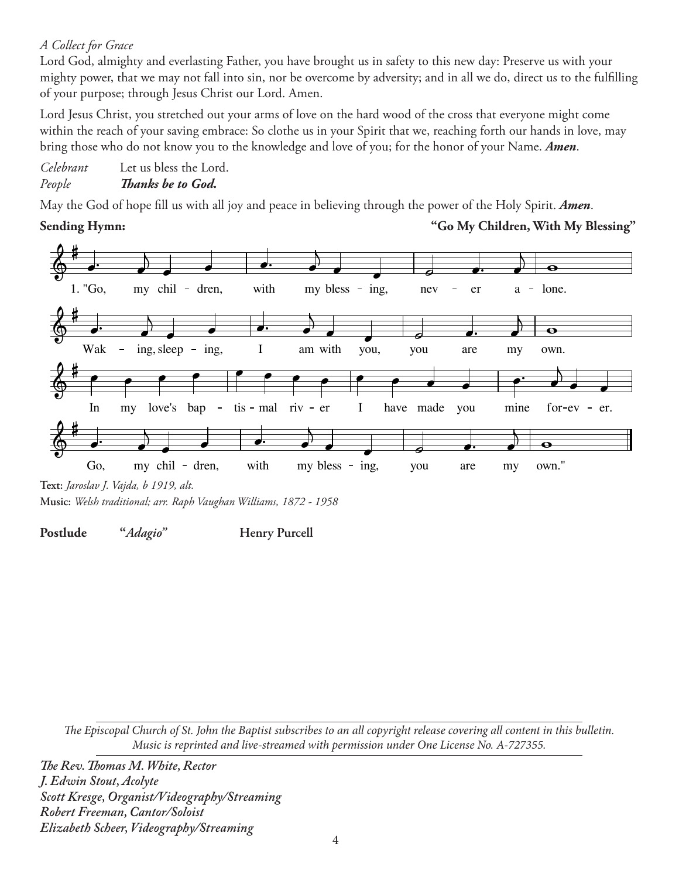*A Collect for Grace*

Lord God, almighty and everlasting Father, you have brought us in safety to this new day: Preserve us with your mighty power, that we may not fall into sin, nor be overcome by adversity; and in all we do, direct us to the fulfilling of your purpose; through Jesus Christ our Lord. Amen.

Lord Jesus Christ, you stretched out your arms of love on the hard wood of the cross that everyone might come within the reach of your saving embrace: So clothe us in your Spirit that we, reaching forth our hands in love, may bring those who do not know you to the knowledge and love of you; for the honor of your Name. ***Amen***.

*Celebrant* Let us bless the Lord.
*People* ***Thanks be to God.***

May the God of hope fill us with all joy and peace in believing through the power of the Holy Spirit. ***Amen***.

**Sending Hymn:** **"Go My Children, With My Blessing"**

1. "Go, my chil - dren, with my bless - ing, nev - er a - lone.
Wak - ing, sleep - ing, I am with you, you are my own.
In my love's bap - tis - mal riv - er I have made you mine for-ev - er.
Go, my chil - dren, with my bless - ing, you are my own."

**Text:** *Jaroslav J. Vajda, b 1919, alt.*
**Music:** *Welsh traditional; arr. Raph Vaughan Williams, 1872 - 1958*

**Postlude** **"*Adagio*"** **Henry Purcell**

*The Episcopal Church of St. John the Baptist subscribes to an all copyright release covering all content in this bulletin. Music is reprinted and live-streamed with permission under One License No. A-727355.*

***The Rev. Thomas M. White, Rector***
***J. Edwin Stout, Acolyte***
***Scott Kresge, Organist/Videography/Streaming***
***Robert Freeman, Cantor/Soloist***
***Elizabeth Scheer, Videography/Streaming***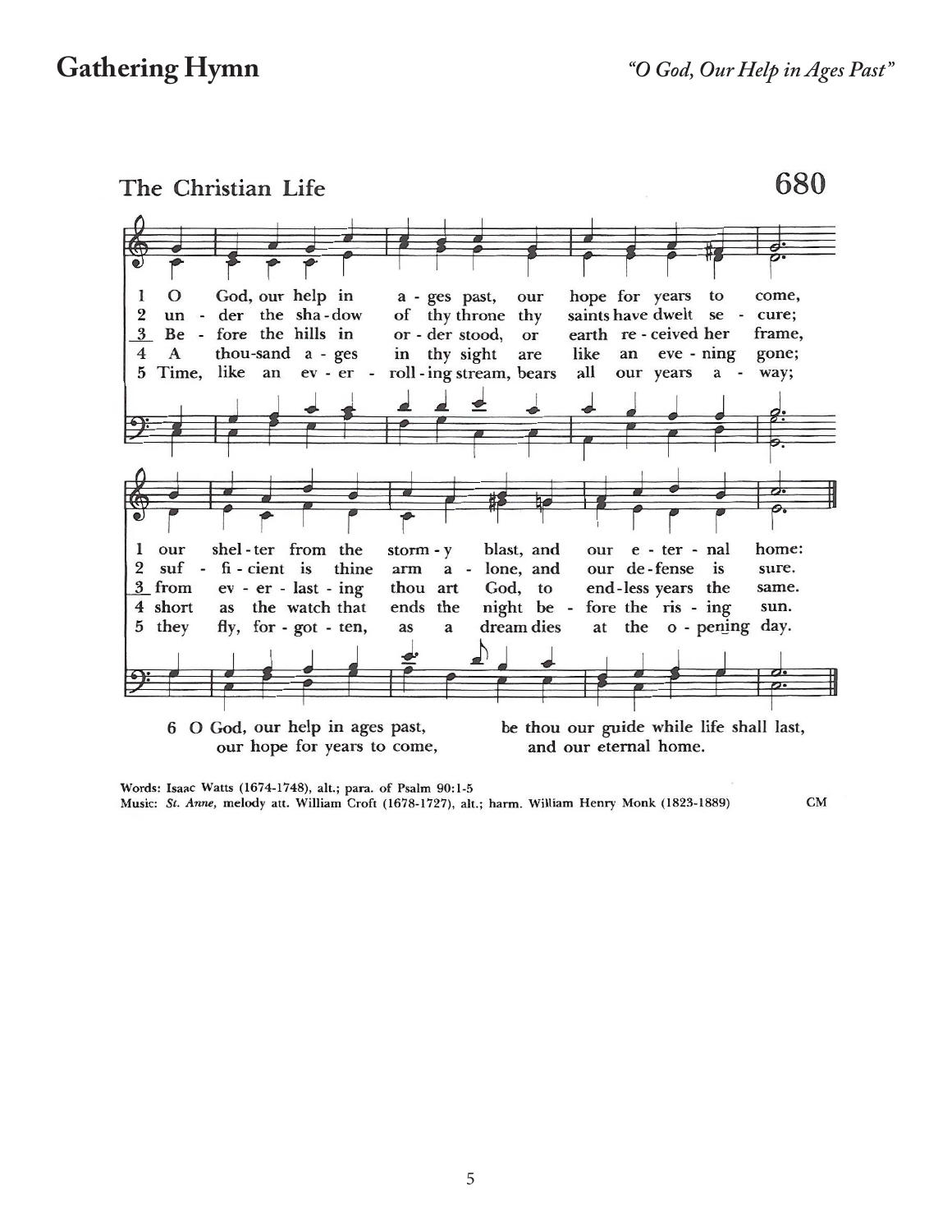## Gathering Hymn

*"O God, Our Help in Ages Past"*

The Christian Life

680

1 O God, our help in ages past, our hope for years to come, our shelter from the stormy blast, and our eternal home:

2 under the shadow of thy throne thy saints have dwelt secure; sufficient is thine arm alone, and our defense is sure.

3 Before the hills in order stood, or earth received her frame, from everlasting thou art God, to endless years the same.

4 A thousand ages in thy sight are like an evening gone; short as the watch that ends the night before the rising sun.

5 Time, like an ever-rolling stream, bears all our years away; they fly, forgotten, as a dream dies at the opening day.

6 O God, our help in ages past,
our hope for years to come,
be thou our guide while life shall last,
and our eternal home.

Words: Isaac Watts (1674-1748), alt.; para. of Psalm 90:1-5
Music: *St. Anne*, melody att. William Croft (1678-1727), alt.; harm. William Henry Monk (1823-1889) CM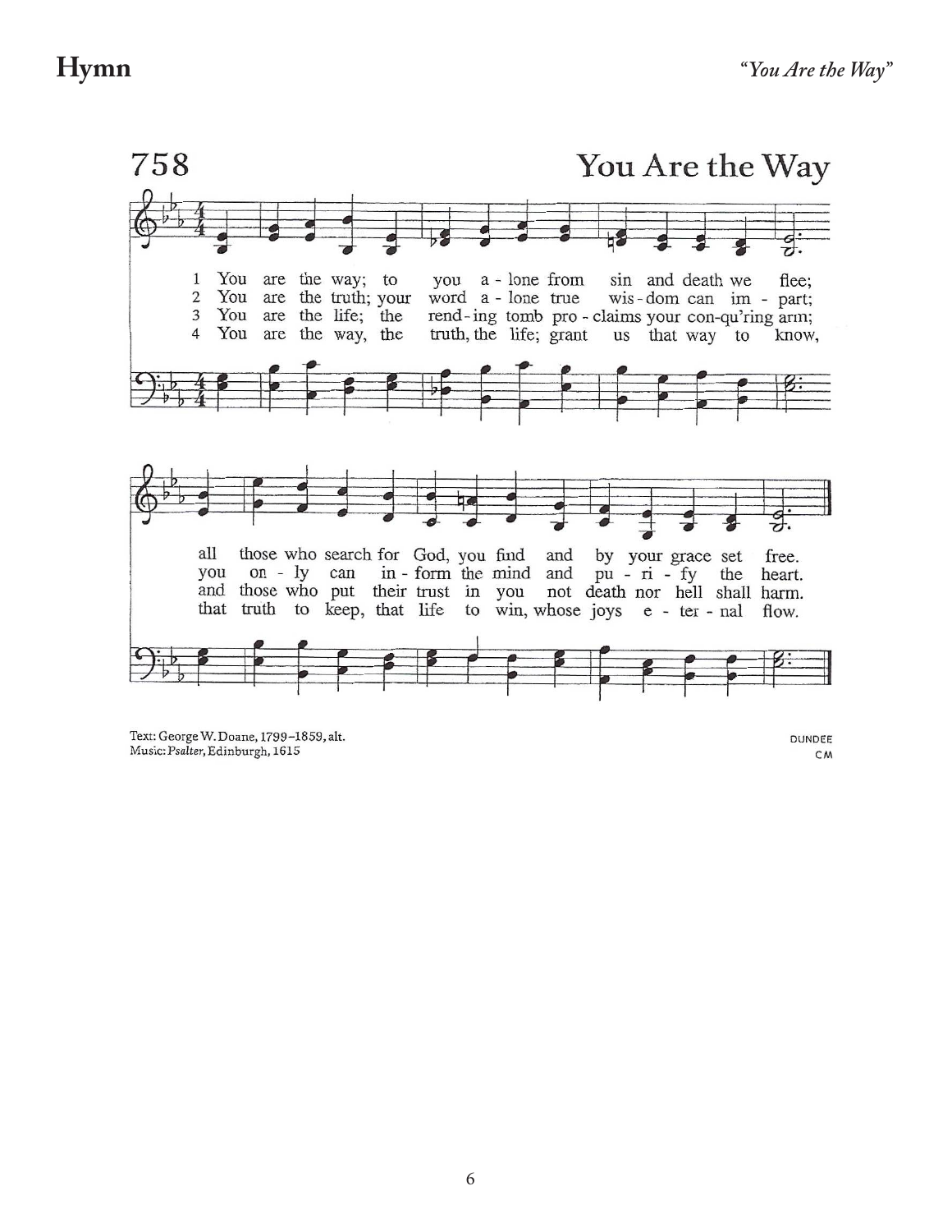# Hymn

*"You Are the Way"*

## 758 You Are the Way

1 You are the way; to you alone from sin and death we flee;
all those who search for God, you find and by your grace set free.

2 You are the truth; your word alone true wisdom can impart;
you only can inform the mind and purify the heart.

3 You are the life; the rending tomb proclaims your con-qu'ring arm;
and those who put their trust in you not death nor hell shall harm.

4 You are the way, the truth, the life; grant us that way to know,
that truth to keep, that life to win, whose joys eternal flow.

Text: George W. Doane, 1799–1859, alt.
Music: *Psalter*, Edinburgh, 1615

DUNDEE
CM